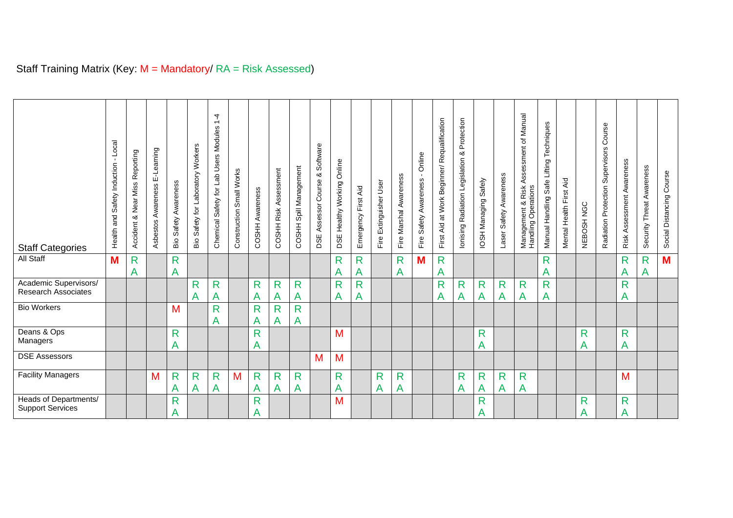Staff Training Matrix (Key: M = Mandatory/ RA = Risk Assessed)

| Staff Categories | Health and Safety Induction - Local | Accident & Near Miss Reporting | Asbestos Awareness E-Learning | Bio Safety Awareness | Bio Safety for Laboratory Workers | Chemical Safety for Lab Users Modules 1-4 | Construction Small Works | COSHH Awareness | COSHH Risk Assessment | COSHH Spill Management | DSE Assessor Course & Software | DSE Healthy Working Online | Emergency First Aid | Fire Extinguisher User | Fire Marshal Awareness | Fire Safety Awareness - Online | First Aid at Work Beginner/ Requalification | Ionising Radiation Legislation & Protection | IOSH Managing Safely | Laser Safety Awareness | Management & Risk Assessment of Manual Handling Operations | Manual Handling Safe Lifting Techniques | Mental Health First Aid | NEBOSH NGC | Radiation Protection Supervisors Course | Risk Assessment Awareness | Security Threat Awareness | Social Distancing Course |
|---|---|---|---|---|---|---|---|---|---|---|---|---|---|---|---|---|---|---|---|---|---|---|---|---|---|---|---|---|
| All Staff | M | RA | | RA | | | | | | | | RA | RA | | RA | M | RA | | | | | RA | | | | RA | RA | M |
| Academic Supervisors/ Research Associates | | | | | RA | RA | | RA | RA | RA | | RA | RA | | | | RA | RA | RA | RA | RA | RA | | | | RA | | |
| Bio Workers | | | | M | | RA | | RA | RA | RA | | | | | | | | | | | | | | | | | | |
| Deans & Ops Managers | | | | RA | | | | RA | | | | M | | | | | | | RA | | | | | RA | | RA | | |
| DSE Assessors | | | | | | | | | | | M | M | | | | | | | | | | | | | | | | |
| Facility Managers | | | M | RA | RA | RA | M | RA | RA | RA | | RA | | RA | RA | | | RA | RA | RA | RA | | | | | M | | |
| Heads of Departments/ Support Services | | | | RA | | | | RA | | | | M | | | | | | | RA | | | | | RA | | RA | | |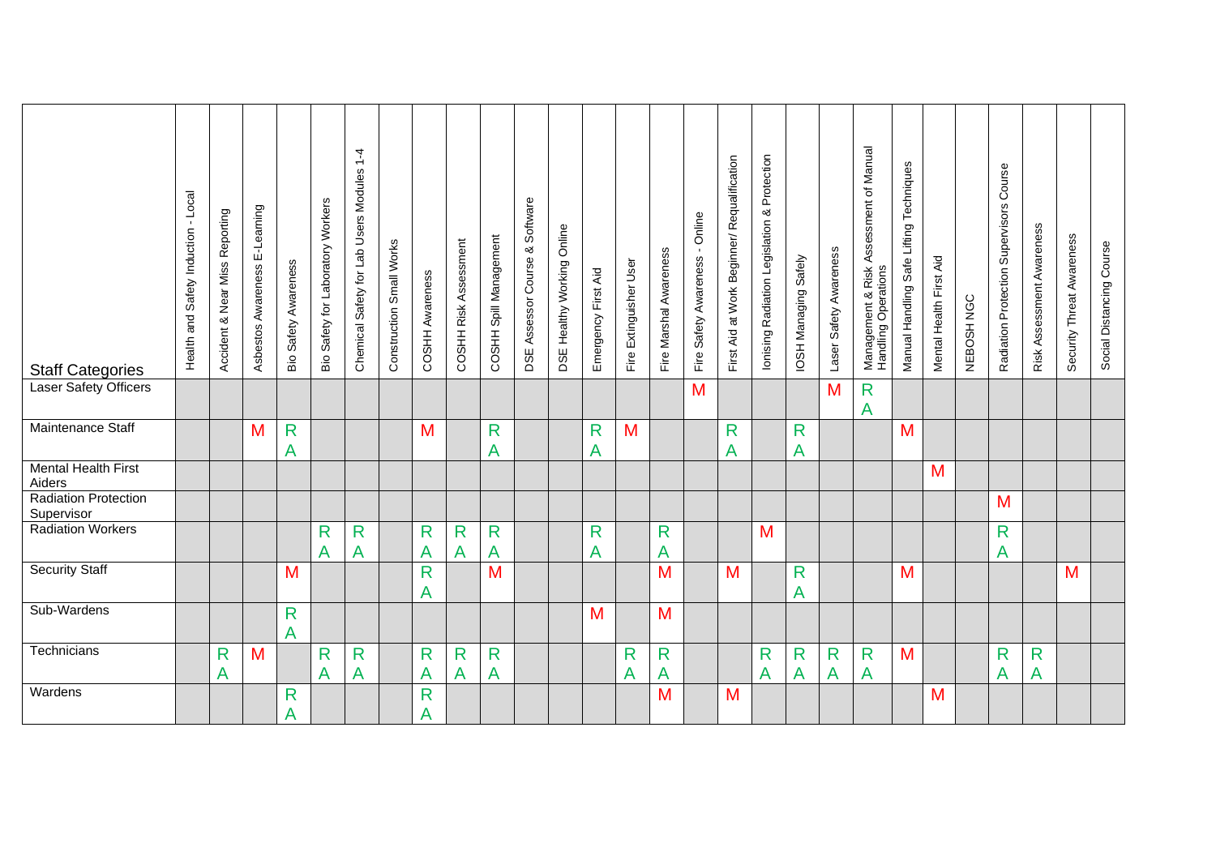| Staff Categories | Health and Safety Induction - Local | Accident & Near Miss Reporting | Asbestos Awareness E-Learning | Bio Safety Awareness | Bio Safety for Laboratory Workers | Chemical Safety for Lab Users Modules 1-4 | Construction Small Works | COSHH Awareness | COSHH Risk Assessment | COSHH Spill Management | DSE Assessor Course & Software | DSE Healthy Working Online | Emergency First Aid | Fire Extinguisher User | Fire Marshal Awareness | Fire Safety Awareness - Online | First Aid at Work Beginner/ Requalification | Ionising Radiation Legislation & Protection | IOSH Managing Safely | Laser Safety Awareness | Management & Risk Assessment of Manual Handling Operations | Manual Handling Safe Lifting Techniques | Mental Health First Aid | NEBOSH NGC | Radiation Protection Supervisors Course | Risk Assessment Awareness | Security Threat Awareness | Social Distancing Course |
|---|---|---|---|---|---|---|---|---|---|---|---|---|---|---|---|---|---|---|---|---|---|---|---|---|---|---|---|---|
| Laser Safety Officers | | | | | | | | | | | | | | | | M | | | | M | RA | | | | | | | |
| Maintenance Staff | | | M | RA | | | | M | | RA | | | RA | M | | | RA | | RA | | | M | | | | | | |
| Mental Health First Aiders | | | | | | | | | | | | | | | | | | | | | | | M | | | | | |
| Radiation Protection Supervisor | | | | | | | | | | | | | | | | | | | | | | | | | M | | | |
| Radiation Workers | | | | | RA | RA | | RA | RA | RA | | | RA | | RA | | | M | | | | | | | RA | | | |
| Security Staff | | | | M | | | | RA | | M | | | | | M | | M | | RA | | | M | | | | | M | |
| Sub-Wardens | | | | RA | | | | | | | | | M | | M | | | | | | | | | | | | | |
| Technicians | | RA | M | | RA | RA | | RA | RA | RA | | | | RA | RA | | | RA | RA | RA | RA | M | | | RA | RA | | |
| Wardens | | | | RA | | | | RA | | | | | | | M | | M | | | | | | M | | | | | |